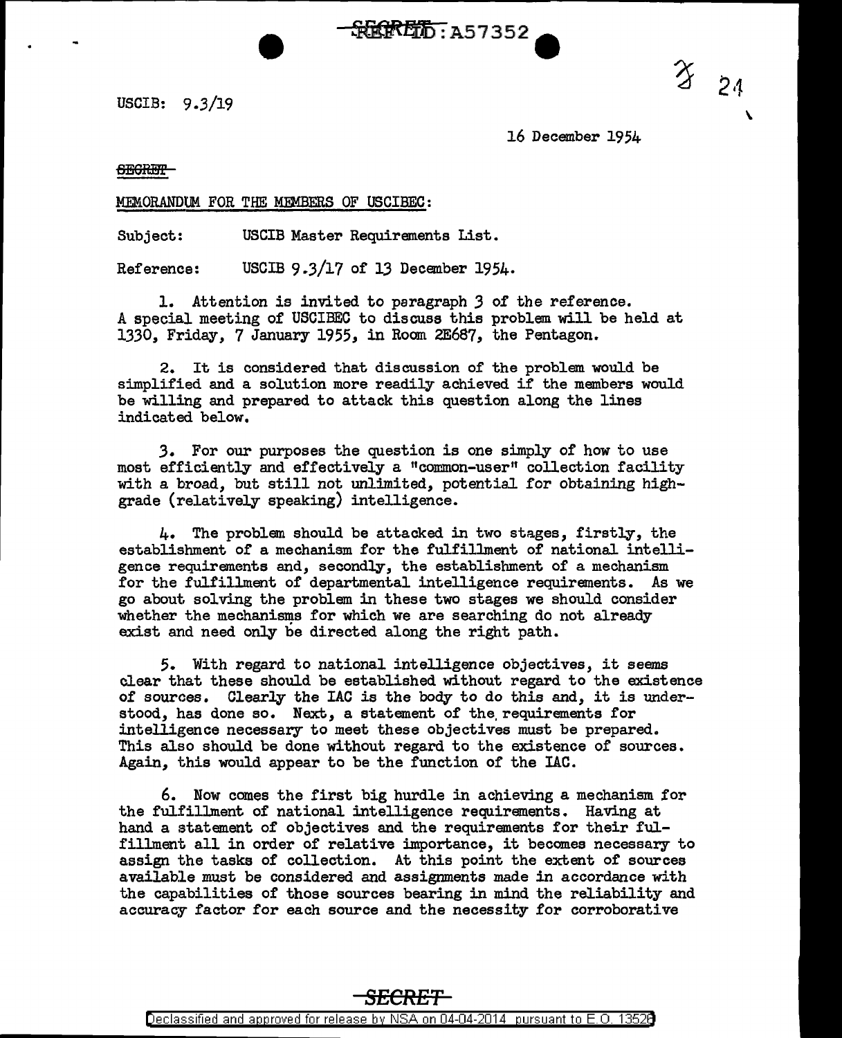USCIB: 9.3/19

16 December 1954

~~SECRET~~

MEMORANDUM FOR THE MEMBERS OF USCIBEC:

Subject: USCIB Master Requirements List.

Reference: USCIB 9.3/17 of 13 December 1954.

1. Attention is invited to paragraph 3 of the reference. A special meeting of USCIBEC to discuss this problem will be held at 1330, Friday, 7 January 1955, in Room 2E687, the Pentagon.

2. It is considered that discussion of the problem would be simplified and a solution more readily achieved if the members would be willing and prepared to attack this question along the lines indicated below.

3. For our purposes the question is one simply of how to use most efficiently and effectively a "common-user" collection facility with a broad, but still not unlimited, potential for obtaining high-grade (relatively speaking) intelligence.

4. The problem should be attacked in two stages, firstly, the establishment of a mechanism for the fulfillment of national intelligence requirements and, secondly, the establishment of a mechanism for the fulfillment of departmental intelligence requirements. As we go about solving the problem in these two stages we should consider whether the mechanisms for which we are searching do not already exist and need only be directed along the right path.

5. With regard to national intelligence objectives, it seems clear that these should be established without regard to the existence of sources. Clearly the IAC is the body to do this and, it is understood, has done so. Next, a statement of the requirements for intelligence necessary to meet these objectives must be prepared. This also should be done without regard to the existence of sources. Again, this would appear to be the function of the IAC.

6. Now comes the first big hurdle in achieving a mechanism for the fulfillment of national intelligence requirements. Having at hand a statement of objectives and the requirements for their fulfillment all in order of relative importance, it becomes necessary to assign the tasks of collection. At this point the extent of sources available must be considered and assignments made in accordance with the capabilities of those sources bearing in mind the reliability and accuracy factor for each source and the necessity for corroborative

SECRET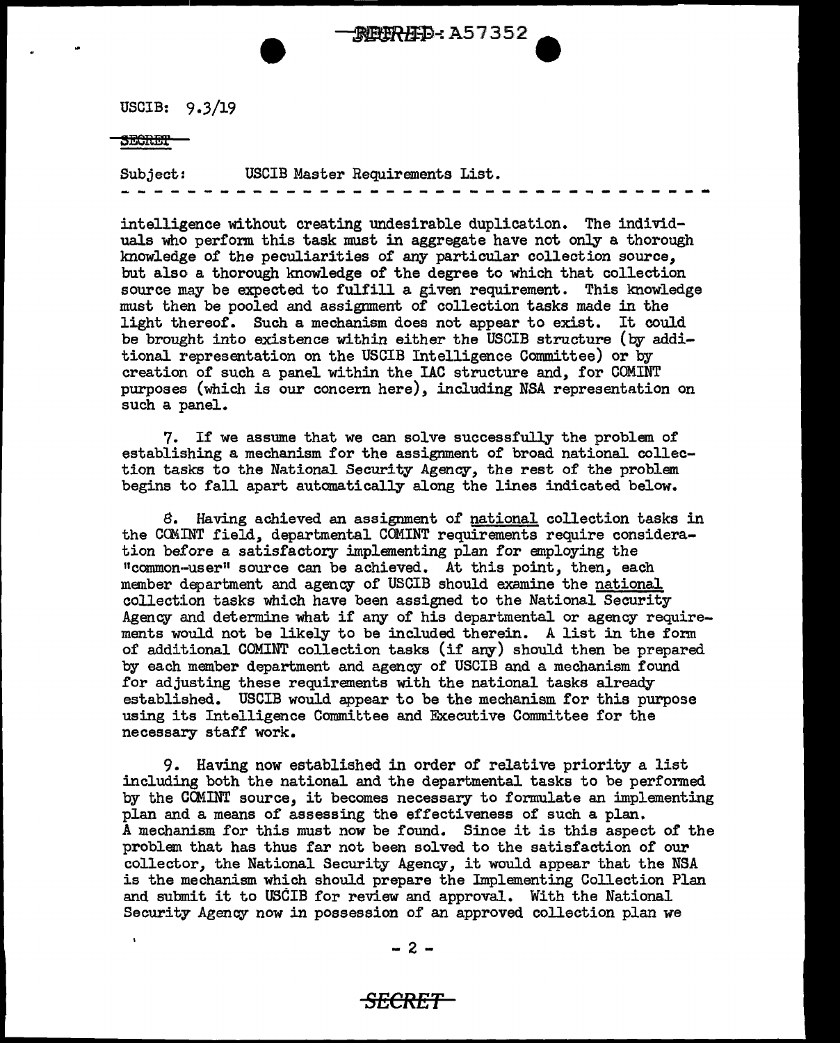USCIB: 9.3/19

SECRET

Subject: USCIB Master Requirements List.

intelligence without creating undesirable duplication. The individuals who perform this task must in aggregate have not only a thorough knowledge of the peculiarities of any particular collection source, but also a thorough knowledge of the degree to which that collection source may be expected to fulfill a given requirement. This knowledge must then be pooled and assignment of collection tasks made in the light thereof. Such a mechanism does not appear to exist. It could be brought into existence within either the USCIB structure (by additional representation on the USCIB Intelligence Committee) or by creation of such a panel within the IAC structure and, for COMINT purposes (which is our concern here), including NSA representation on such a panel.

7. If we assume that we can solve successfully the problem of establishing a mechanism for the assignment of broad national collection tasks to the National Security Agency, the rest of the problem begins to fall apart automatically along the lines indicated below.

8. Having achieved an assignment of national collection tasks in the COMINT field, departmental COMINT requirements require consideration before a satisfactory implementing plan for employing the "common-user" source can be achieved. At this point, then, each member department and agency of USCIB should examine the national collection tasks which have been assigned to the National Security Agency and determine what if any of his departmental or agency requirements would not be likely to be included therein. A list in the form of additional COMINT collection tasks (if any) should then be prepared by each member department and agency of USCIB and a mechanism found for adjusting these requirements with the national tasks already established. USCIB would appear to be the mechanism for this purpose using its Intelligence Committee and Executive Committee for the necessary staff work.

9. Having now established in order of relative priority a list including both the national and the departmental tasks to be performed by the COMINT source, it becomes necessary to formulate an implementing plan and a means of assessing the effectiveness of such a plan. A mechanism for this must now be found. Since it is this aspect of the problem that has thus far not been solved to the satisfaction of our collector, the National Security Agency, it would appear that the NSA is the mechanism which should prepare the Implementing Collection Plan and submit it to USCIB for review and approval. With the National Security Agency now in possession of an approved collection plan we

SECRET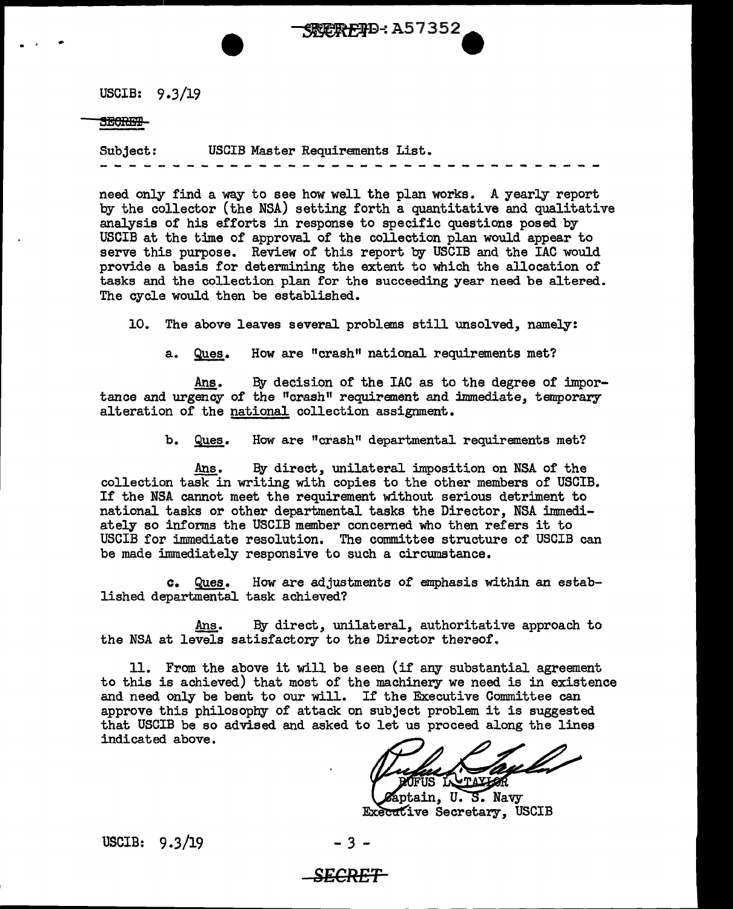USCIB: 9.3/19

~~SECRET~~

Subject: USCIB Master Requirements List.

- - - - - - - - - - - - - - - - - - - - - - - - - - - - - - - - - - - -

need only find a way to see how well the plan works. A yearly report by the collector (the NSA) setting forth a quantitative and qualitative analysis of his efforts in response to specific questions posed by USCIB at the time of approval of the collection plan would appear to serve this purpose. Review of this report by USCIB and the IAC would provide a basis for determining the extent to which the allocation of tasks and the collection plan for the succeeding year need be altered. The cycle would then be established.

10. The above leaves several problems still unsolved, namely:

a. Ques. How are "crash" national requirements met?

Ans. By decision of the IAC as to the degree of importance and urgency of the "crash" requirement and immediate, temporary alteration of the national collection assignment.

b. Ques. How are "crash" departmental requirements met?

Ans. By direct, unilateral imposition on NSA of the collection task in writing with copies to the other members of USCIB. If the NSA cannot meet the requirement without serious detriment to national tasks or other departmental tasks the Director, NSA immediately so informs the USCIB member concerned who then refers it to USCIB for immediate resolution. The committee structure of USCIB can be made immediately responsive to such a circumstance.

c. Ques. How are adjustments of emphasis within an established departmental task achieved?

Ans. By direct, unilateral, authoritative approach to the NSA at levels satisfactory to the Director thereof.

11. From the above it will be seen (if any substantial agreement to this is achieved) that most of the machinery we need is in existence and need only be bent to our will. If the Executive Committee can approve this philosophy of attack on subject problem it is suggested that USCIB be so advised and asked to let us proceed along the lines indicated above.

RUFUS L. TAYLOR
Captain, U. S. Navy
Executive Secretary, USCIB

USCIB: 9.3/19

SECRET